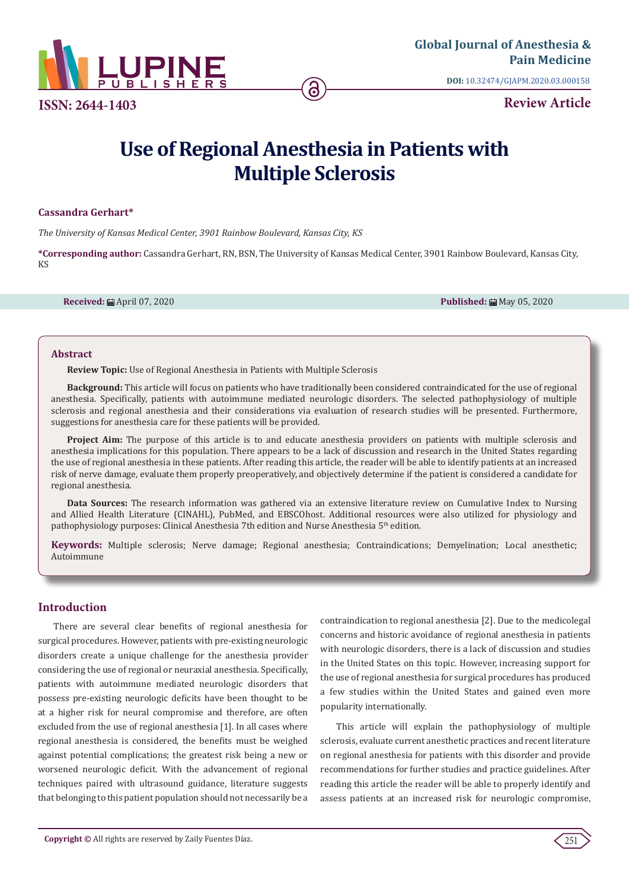Global Journal of Anesthesia & Pain Medicine

DOI: 10.32474/GJAPM.2020.03.000158

ISSN: 2644-1403

Review Article

# Use of Regional Anesthesia in Patients with Multiple Sclerosis

**Cassandra Gerhart***

*The University of Kansas Medical Center, 3901 Rainbow Boulevard, Kansas City, KS*

**\*Corresponding author:** Cassandra Gerhart, RN, BSN, The University of Kansas Medical Center, 3901 Rainbow Boulevard, Kansas City, KS

**Received:** April 07, 2020 **Published:** May 05, 2020

## Abstract

**Review Topic:** Use of Regional Anesthesia in Patients with Multiple Sclerosis

**Background:** This article will focus on patients who have traditionally been considered contraindicated for the use of regional anesthesia. Specifically, patients with autoimmune mediated neurologic disorders. The selected pathophysiology of multiple sclerosis and regional anesthesia and their considerations via evaluation of research studies will be presented. Furthermore, suggestions for anesthesia care for these patients will be provided.

**Project Aim:** The purpose of this article is to and educate anesthesia providers on patients with multiple sclerosis and anesthesia implications for this population. There appears to be a lack of discussion and research in the United States regarding the use of regional anesthesia in these patients. After reading this article, the reader will be able to identify patients at an increased risk of nerve damage, evaluate them properly preoperatively, and objectively determine if the patient is considered a candidate for regional anesthesia.

**Data Sources:** The research information was gathered via an extensive literature review on Cumulative Index to Nursing and Allied Health Literature (CINAHL), PubMed, and EBSCOhost. Additional resources were also utilized for physiology and pathophysiology purposes: Clinical Anesthesia 7th edition and Nurse Anesthesia 5th edition.

**Keywords:** Multiple sclerosis; Nerve damage; Regional anesthesia; Contraindications; Demyelination; Local anesthetic; Autoimmune

## Introduction

There are several clear benefits of regional anesthesia for surgical procedures. However, patients with pre-existing neurologic disorders create a unique challenge for the anesthesia provider considering the use of regional or neuraxial anesthesia. Specifically, patients with autoimmune mediated neurologic disorders that possess pre-existing neurologic deficits have been thought to be at a higher risk for neural compromise and therefore, are often excluded from the use of regional anesthesia [1]. In all cases where regional anesthesia is considered, the benefits must be weighed against potential complications; the greatest risk being a new or worsened neurologic deficit. With the advancement of regional techniques paired with ultrasound guidance, literature suggests that belonging to this patient population should not necessarily be a contraindication to regional anesthesia [2]. Due to the medicolegal concerns and historic avoidance of regional anesthesia in patients with neurologic disorders, there is a lack of discussion and studies in the United States on this topic. However, increasing support for the use of regional anesthesia for surgical procedures has produced a few studies within the United States and gained even more popularity internationally.

This article will explain the pathophysiology of multiple sclerosis, evaluate current anesthetic practices and recent literature on regional anesthesia for patients with this disorder and provide recommendations for further studies and practice guidelines. After reading this article the reader will be able to properly identify and assess patients at an increased risk for neurologic compromise,

**Copyright ©** All rights are reserved by Zaily Fuentes Díaz.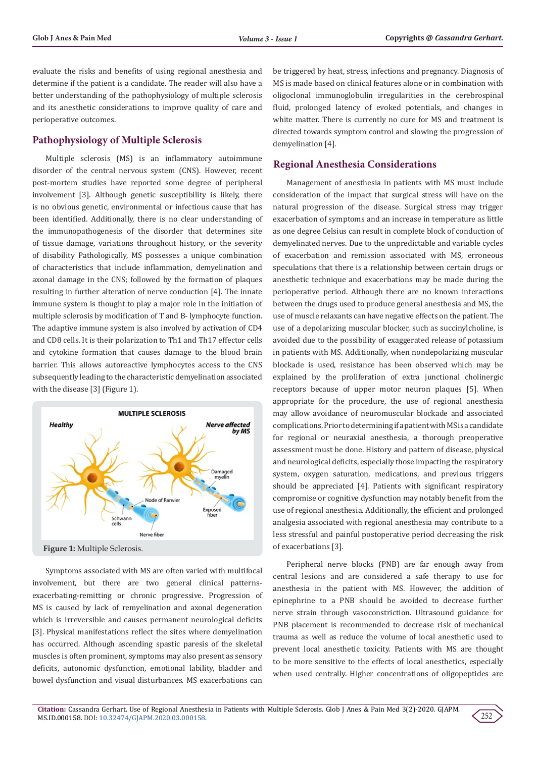evaluate the risks and benefits of using regional anesthesia and determine if the patient is a candidate. The reader will also have a better understanding of the pathophysiology of multiple sclerosis and its anesthetic considerations to improve quality of care and perioperative outcomes.

## Pathophysiology of Multiple Sclerosis

Multiple sclerosis (MS) is an inflammatory autoimmune disorder of the central nervous system (CNS). However, recent post-mortem studies have reported some degree of peripheral involvement [3]. Although genetic susceptibility is likely, there is no obvious genetic, environmental or infectious cause that has been identified. Additionally, there is no clear understanding of the immunopathogenesis of the disorder that determines site of tissue damage, variations throughout history, or the severity of disability Pathologically, MS possesses a unique combination of characteristics that include inflammation, demyelination and axonal damage in the CNS; followed by the formation of plaques resulting in further alteration of nerve conduction [4]. The innate immune system is thought to play a major role in the initiation of multiple sclerosis by modification of T and B- lymphocyte function. The adaptive immune system is also involved by activation of CD4 and CD8 cells. It is their polarization to Th1 and Th17 effector cells and cytokine formation that causes damage to the blood brain barrier. This allows autoreactive lymphocytes access to the CNS subsequently leading to the characteristic demyelination associated with the disease [3] (Figure 1).

**Figure 1:** Multiple Sclerosis.

Symptoms associated with MS are often varied with multifocal involvement, but there are two general clinical patterns-exacerbating-remitting or chronic progressive. Progression of MS is caused by lack of remyelination and axonal degeneration which is irreversible and causes permanent neurological deficits [3]. Physical manifestations reflect the sites where demyelination has occurred. Although ascending spastic paresis of the skeletal muscles is often prominent, symptoms may also present as sensory deficits, autonomic dysfunction, emotional lability, bladder and bowel dysfunction and visual disturbances. MS exacerbations can be triggered by heat, stress, infections and pregnancy. Diagnosis of MS is made based on clinical features alone or in combination with oligoclonal immunoglobulin irregularities in the cerebrospinal fluid, prolonged latency of evoked potentials, and changes in white matter. There is currently no cure for MS and treatment is directed towards symptom control and slowing the progression of demyelination [4].

## Regional Anesthesia Considerations

Management of anesthesia in patients with MS must include consideration of the impact that surgical stress will have on the natural progression of the disease. Surgical stress may trigger exacerbation of symptoms and an increase in temperature as little as one degree Celsius can result in complete block of conduction of demyelinated nerves. Due to the unpredictable and variable cycles of exacerbation and remission associated with MS, erroneous speculations that there is a relationship between certain drugs or anesthetic technique and exacerbations may be made during the perioperative period. Although there are no known interactions between the drugs used to produce general anesthesia and MS, the use of muscle relaxants can have negative effects on the patient. The use of a depolarizing muscular blocker, such as succinylcholine, is avoided due to the possibility of exaggerated release of potassium in patients with MS. Additionally, when nondepolarizing muscular blockade is used, resistance has been observed which may be explained by the proliferation of extra junctional cholinergic receptors because of upper motor neuron plaques [5]. When appropriate for the procedure, the use of regional anesthesia may allow avoidance of neuromuscular blockade and associated complications. Prior to determining if a patient with MS is a candidate for regional or neuraxial anesthesia, a thorough preoperative assessment must be done. History and pattern of disease, physical and neurological deficits, especially those impacting the respiratory system, oxygen saturation, medications, and previous triggers should be appreciated [4]. Patients with significant respiratory compromise or cognitive dysfunction may notably benefit from the use of regional anesthesia. Additionally, the efficient and prolonged analgesia associated with regional anesthesia may contribute to a less stressful and painful postoperative period decreasing the risk of exacerbations [3].

Peripheral nerve blocks (PNB) are far enough away from central lesions and are considered a safe therapy to use for anesthesia in the patient with MS. However, the addition of epinephrine to a PNB should be avoided to decrease further nerve strain through vasoconstriction. Ultrasound guidance for PNB placement is recommended to decrease risk of mechanical trauma as well as reduce the volume of local anesthetic used to prevent local anesthetic toxicity. Patients with MS are thought to be more sensitive to the effects of local anesthetics, especially when used centrally. Higher concentrations of oligopeptides are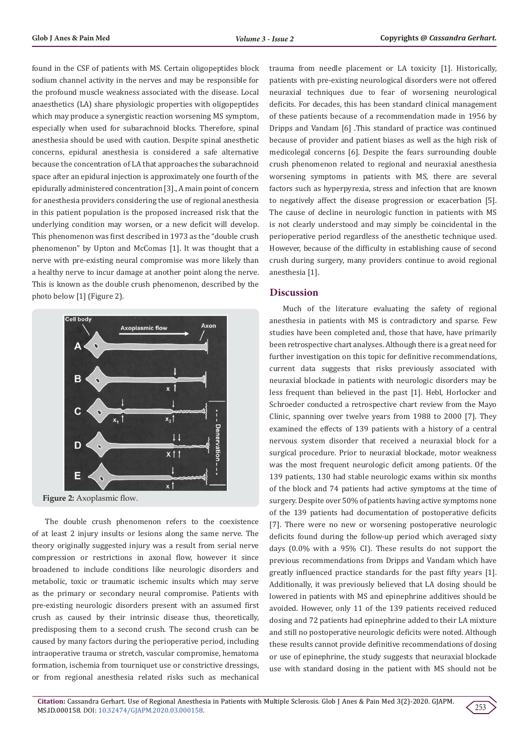found in the CSF of patients with MS. Certain oligopeptides block sodium channel activity in the nerves and may be responsible for the profound muscle weakness associated with the disease. Local anaesthetics (LA) share physiologic properties with oligopeptides which may produce a synergistic reaction worsening MS symptom, especially when used for subarachnoid blocks. Therefore, spinal anesthesia should be used with caution. Despite spinal anesthetic concerns, epidural anesthesia is considered a safe alternative because the concentration of LA that approaches the subarachnoid space after an epidural injection is approximately one fourth of the epidurally administered concentration [3]., A main point of concern for anesthesia providers considering the use of regional anesthesia in this patient population is the proposed increased risk that the underlying condition may worsen, or a new deficit will develop. This phenomenon was first described in 1973 as the "double crush phenomenon" by Upton and McComas [1]. It was thought that a nerve with pre-existing neural compromise was more likely than a healthy nerve to incur damage at another point along the nerve. This is known as the double crush phenomenon, described by the photo below [1] (Figure 2).

**Figure 2:** Axoplasmic flow.

The double crush phenomenon refers to the coexistence of at least 2 injury insults or lesions along the same nerve. The theory originally suggested injury was a result from serial nerve compression or restrictions in axonal flow, however it since broadened to include conditions like neurologic disorders and metabolic, toxic or traumatic ischemic insults which may serve as the primary or secondary neural compromise. Patients with pre-existing neurologic disorders present with an assumed first crush as caused by their intrinsic disease thus, theoretically, predisposing them to a second crush. The second crush can be caused by many factors during the perioperative period, including intraoperative trauma or stretch, vascular compromise, hematoma formation, ischemia from tourniquet use or constrictive dressings, or from regional anesthesia related risks such as mechanical trauma from needle placement or LA toxicity [1]. Historically, patients with pre-existing neurological disorders were not offered neuraxial techniques due to fear of worsening neurological deficits. For decades, this has been standard clinical management of these patients because of a recommendation made in 1956 by Dripps and Vandam [6] .This standard of practice was continued because of provider and patient biases as well as the high risk of medicolegal concerns [6]. Despite the fears surrounding double crush phenomenon related to regional and neuraxial anesthesia worsening symptoms in patients with MS, there are several factors such as hyperpyrexia, stress and infection that are known to negatively affect the disease progression or exacerbation [5]. The cause of decline in neurologic function in patients with MS is not clearly understood and may simply be coincidental in the perioperative period regardless of the anesthetic technique used. However, because of the difficulty in establishing cause of second crush during surgery, many providers continue to avoid regional anesthesia [1].

## Discussion

Much of the literature evaluating the safety of regional anesthesia in patients with MS is contradictory and sparse. Few studies have been completed and, those that have, have primarily been retrospective chart analyses. Although there is a great need for further investigation on this topic for definitive recommendations, current data suggests that risks previously associated with neuraxial blockade in patients with neurologic disorders may be less frequent than believed in the past [1]. Hebl, Horlocker and Schroeder conducted a retrospective chart review from the Mayo Clinic, spanning over twelve years from 1988 to 2000 [7]. They examined the effects of 139 patients with a history of a central nervous system disorder that received a neuraxial block for a surgical procedure. Prior to neuraxial blockade, motor weakness was the most frequent neurologic deficit among patients. Of the 139 patients, 130 had stable neurologic exams within six months of the block and 74 patients had active symptoms at the time of surgery. Despite over 50% of patients having active symptoms none of the 139 patients had documentation of postoperative deficits [7]. There were no new or worsening postoperative neurologic deficits found during the follow-up period which averaged sixty days (0.0% with a 95% CI). These results do not support the previous recommendations from Dripps and Vandam which have greatly influenced practice standards for the past fifty years [1]. Additionally, it was previously believed that LA dosing should be lowered in patients with MS and epinephrine additives should be avoided. However, only 11 of the 139 patients received reduced dosing and 72 patients had epinephrine added to their LA mixture and still no postoperative neurologic deficits were noted. Although these results cannot provide definitive recommendations of dosing or use of epinephrine, the study suggests that neuraxial blockade use with standard dosing in the patient with MS should not be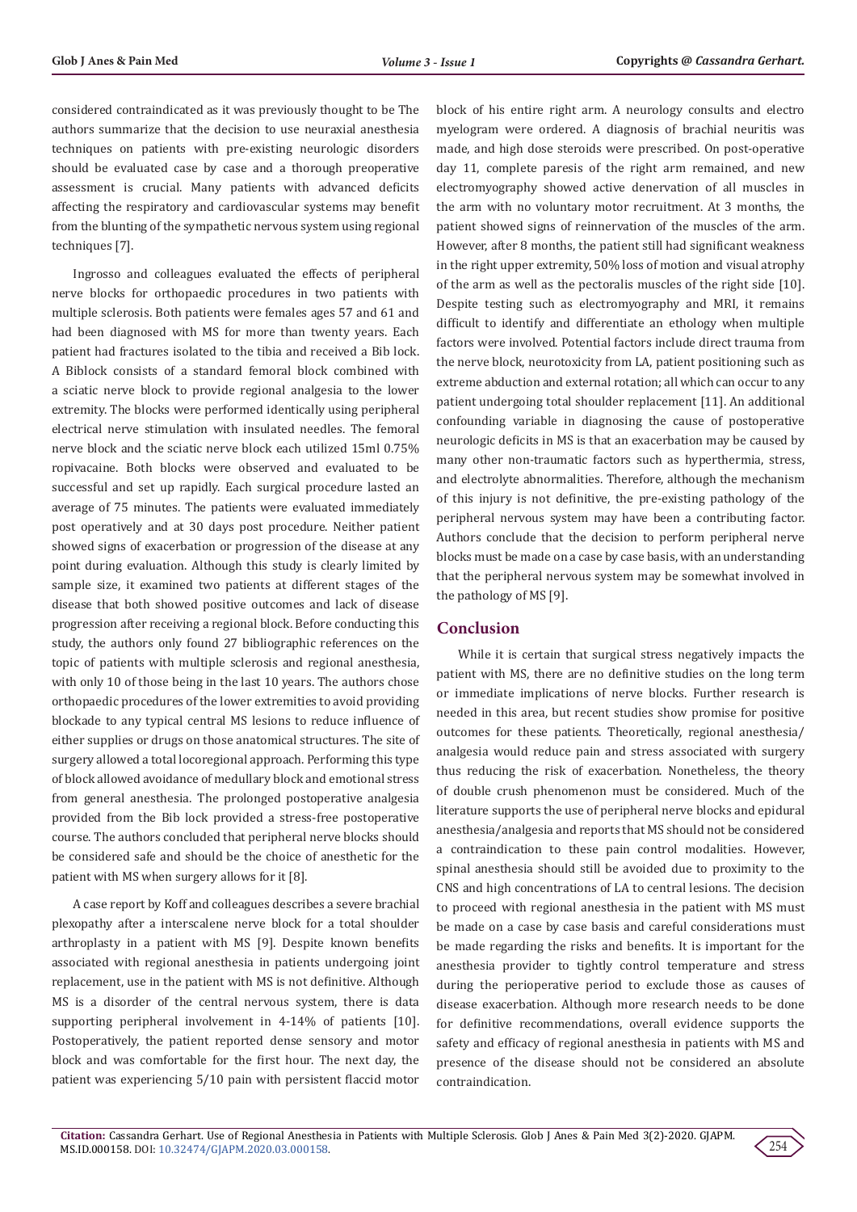considered contraindicated as it was previously thought to be The authors summarize that the decision to use neuraxial anesthesia techniques on patients with pre-existing neurologic disorders should be evaluated case by case and a thorough preoperative assessment is crucial. Many patients with advanced deficits affecting the respiratory and cardiovascular systems may benefit from the blunting of the sympathetic nervous system using regional techniques [7].

Ingrosso and colleagues evaluated the effects of peripheral nerve blocks for orthopaedic procedures in two patients with multiple sclerosis. Both patients were females ages 57 and 61 and had been diagnosed with MS for more than twenty years. Each patient had fractures isolated to the tibia and received a Bib lock. A Biblock consists of a standard femoral block combined with a sciatic nerve block to provide regional analgesia to the lower extremity. The blocks were performed identically using peripheral electrical nerve stimulation with insulated needles. The femoral nerve block and the sciatic nerve block each utilized 15ml 0.75% ropivacaine. Both blocks were observed and evaluated to be successful and set up rapidly. Each surgical procedure lasted an average of 75 minutes. The patients were evaluated immediately post operatively and at 30 days post procedure. Neither patient showed signs of exacerbation or progression of the disease at any point during evaluation. Although this study is clearly limited by sample size, it examined two patients at different stages of the disease that both showed positive outcomes and lack of disease progression after receiving a regional block. Before conducting this study, the authors only found 27 bibliographic references on the topic of patients with multiple sclerosis and regional anesthesia, with only 10 of those being in the last 10 years. The authors chose orthopaedic procedures of the lower extremities to avoid providing blockade to any typical central MS lesions to reduce influence of either supplies or drugs on those anatomical structures. The site of surgery allowed a total locoregional approach. Performing this type of block allowed avoidance of medullary block and emotional stress from general anesthesia. The prolonged postoperative analgesia provided from the Bib lock provided a stress-free postoperative course. The authors concluded that peripheral nerve blocks should be considered safe and should be the choice of anesthetic for the patient with MS when surgery allows for it [8].

A case report by Koff and colleagues describes a severe brachial plexopathy after a interscalene nerve block for a total shoulder arthroplasty in a patient with MS [9]. Despite known benefits associated with regional anesthesia in patients undergoing joint replacement, use in the patient with MS is not definitive. Although MS is a disorder of the central nervous system, there is data supporting peripheral involvement in 4-14% of patients [10]. Postoperatively, the patient reported dense sensory and motor block and was comfortable for the first hour. The next day, the patient was experiencing 5/10 pain with persistent flaccid motor block of his entire right arm. A neurology consults and electro myelogram were ordered. A diagnosis of brachial neuritis was made, and high dose steroids were prescribed. On post-operative day 11, complete paresis of the right arm remained, and new electromyography showed active denervation of all muscles in the arm with no voluntary motor recruitment. At 3 months, the patient showed signs of reinnervation of the muscles of the arm. However, after 8 months, the patient still had significant weakness in the right upper extremity, 50% loss of motion and visual atrophy of the arm as well as the pectoralis muscles of the right side [10]. Despite testing such as electromyography and MRI, it remains difficult to identify and differentiate an ethology when multiple factors were involved. Potential factors include direct trauma from the nerve block, neurotoxicity from LA, patient positioning such as extreme abduction and external rotation; all which can occur to any patient undergoing total shoulder replacement [11]. An additional confounding variable in diagnosing the cause of postoperative neurologic deficits in MS is that an exacerbation may be caused by many other non-traumatic factors such as hyperthermia, stress, and electrolyte abnormalities. Therefore, although the mechanism of this injury is not definitive, the pre-existing pathology of the peripheral nervous system may have been a contributing factor. Authors conclude that the decision to perform peripheral nerve blocks must be made on a case by case basis, with an understanding that the peripheral nervous system may be somewhat involved in the pathology of MS [9].

## Conclusion

While it is certain that surgical stress negatively impacts the patient with MS, there are no definitive studies on the long term or immediate implications of nerve blocks. Further research is needed in this area, but recent studies show promise for positive outcomes for these patients. Theoretically, regional anesthesia/analgesia would reduce pain and stress associated with surgery thus reducing the risk of exacerbation. Nonetheless, the theory of double crush phenomenon must be considered. Much of the literature supports the use of peripheral nerve blocks and epidural anesthesia/analgesia and reports that MS should not be considered a contraindication to these pain control modalities. However, spinal anesthesia should still be avoided due to proximity to the CNS and high concentrations of LA to central lesions. The decision to proceed with regional anesthesia in the patient with MS must be made on a case by case basis and careful considerations must be made regarding the risks and benefits. It is important for the anesthesia provider to tightly control temperature and stress during the perioperative period to exclude those as causes of disease exacerbation. Although more research needs to be done for definitive recommendations, overall evidence supports the safety and efficacy of regional anesthesia in patients with MS and presence of the disease should not be considered an absolute contraindication.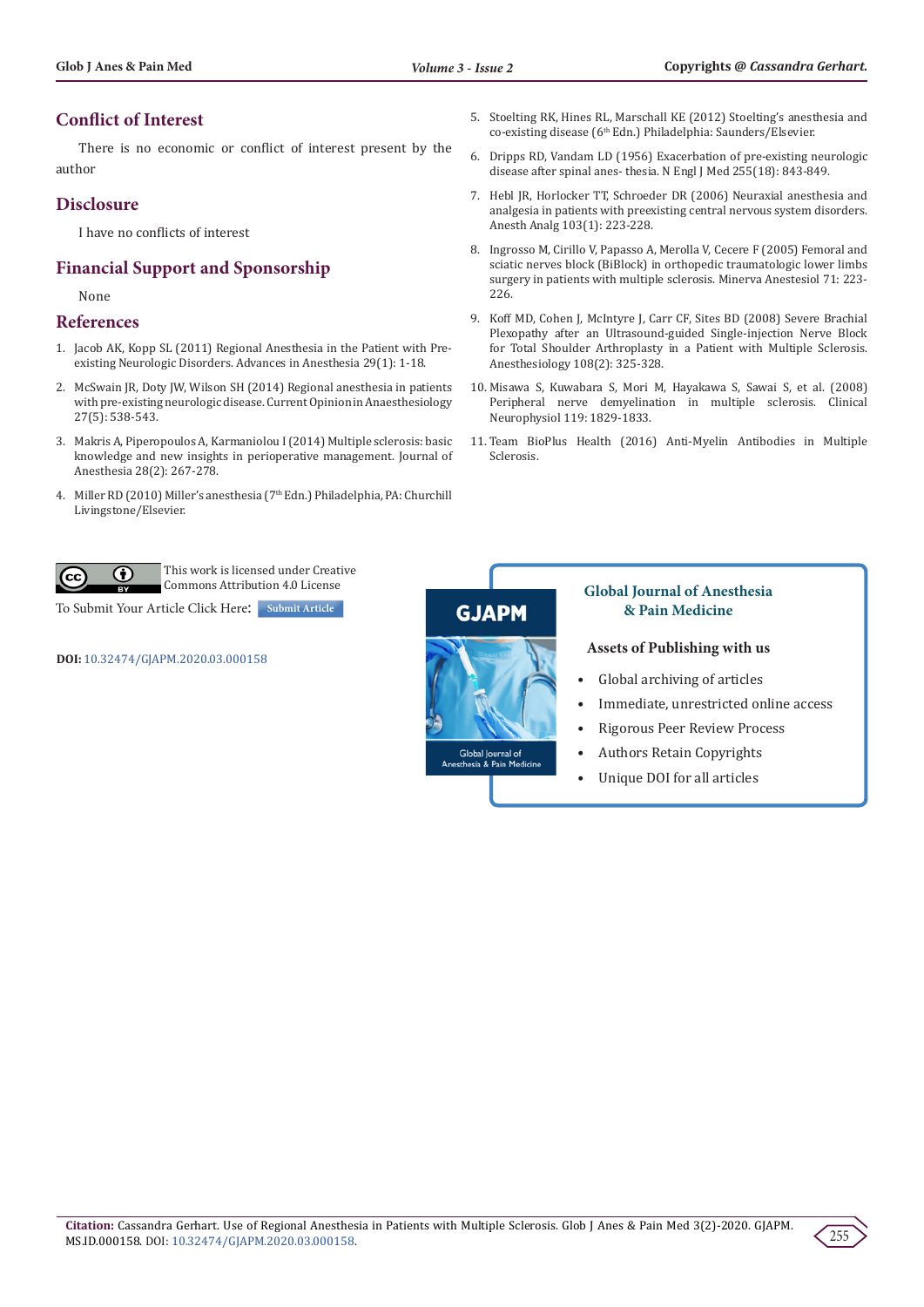## Conflict of Interest

There is no economic or conflict of interest present by the author

## Disclosure

I have no conflicts of interest

## Financial Support and Sponsorship

None

## References

1. Jacob AK, Kopp SL (2011) Regional Anesthesia in the Patient with Pre-existing Neurologic Disorders. Advances in Anesthesia 29(1): 1-18.
2. McSwain JR, Doty JW, Wilson SH (2014) Regional anesthesia in patients with pre-existing neurologic disease. Current Opinion in Anaesthesiology 27(5): 538-543.
3. Makris A, Piperopoulos A, Karmaniolou I (2014) Multiple sclerosis: basic knowledge and new insights in perioperative management. Journal of Anesthesia 28(2): 267-278.
4. Miller RD (2010) Miller's anesthesia (7th Edn.) Philadelphia, PA: Churchill Livingstone/Elsevier.
5. Stoelting RK, Hines RL, Marschall KE (2012) Stoelting's anesthesia and co-existing disease (6th Edn.) Philadelphia: Saunders/Elsevier.
6. Dripps RD, Vandam LD (1956) Exacerbation of pre-existing neurologic disease after spinal anes- thesia. N Engl J Med 255(18): 843-849.
7. Hebl JR, Horlocker TT, Schroeder DR (2006) Neuraxial anesthesia and analgesia in patients with preexisting central nervous system disorders. Anesth Analg 103(1): 223-228.
8. Ingrosso M, Cirillo V, Papasso A, Merolla V, Cecere F (2005) Femoral and sciatic nerves block (BiBlock) in orthopedic traumatologic lower limbs surgery in patients with multiple sclerosis. Minerva Anestesiol 71: 223-226.
9. Koff MD, Cohen J, McIntyre J, Carr CF, Sites BD (2008) Severe Brachial Plexopathy after an Ultrasound-guided Single-injection Nerve Block for Total Shoulder Arthroplasty in a Patient with Multiple Sclerosis. Anesthesiology 108(2): 325-328.
10. Misawa S, Kuwabara S, Mori M, Hayakawa S, Sawai S, et al. (2008) Peripheral nerve demyelination in multiple sclerosis. Clinical Neurophysiol 119: 1829-1833.
11. Team BioPlus Health (2016) Anti-Myelin Antibodies in Multiple Sclerosis.

This work is licensed under Creative Commons Attribution 4.0 License

To Submit Your Article Click Here: Submit Article

**DOI:** 10.32474/GJAPM.2020.03.000158

**Global Journal of Anesthesia & Pain Medicine**

**Assets of Publishing with us**

- Global archiving of articles
- Immediate, unrestricted online access
- Rigorous Peer Review Process
- Authors Retain Copyrights
- Unique DOI for all articles

**Citation:** Cassandra Gerhart. Use of Regional Anesthesia in Patients with Multiple Sclerosis. Glob J Anes & Pain Med 3(2)-2020. GJAPM. MS.ID.000158. DOI: 10.32474/GJAPM.2020.03.000158.